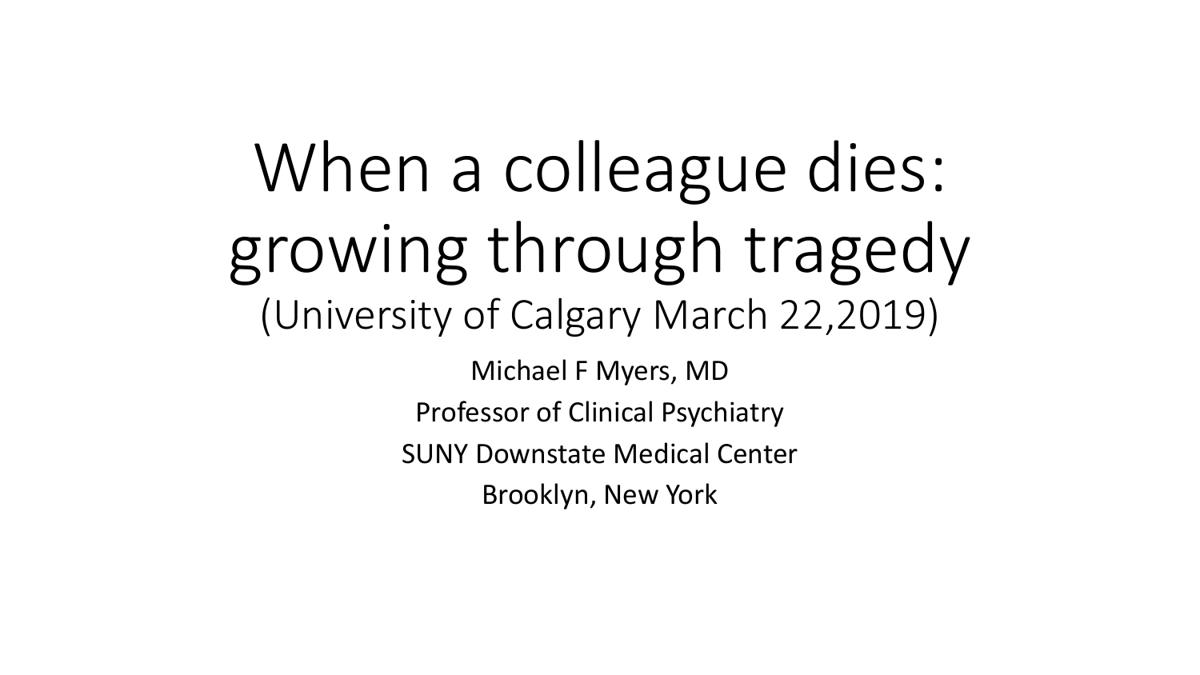# When a colleague dies: growing through tragedy

(University of Calgary March 22,2019)

Michael F Myers, MD

Professor of Clinical Psychiatry

SUNY Downstate Medical Center

Brooklyn, New York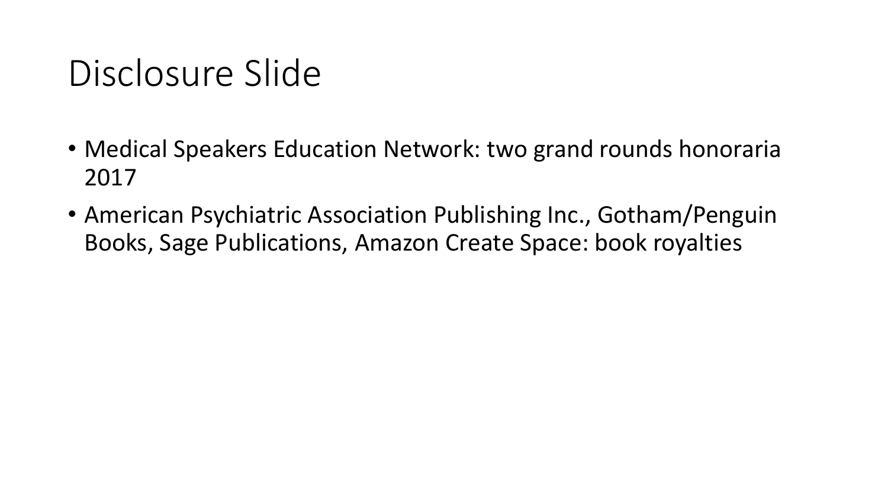# Disclosure Slide

- Medical Speakers Education Network: two grand rounds honoraria 2017
- American Psychiatric Association Publishing Inc., Gotham/Penguin Books, Sage Publications, Amazon Create Space: book royalties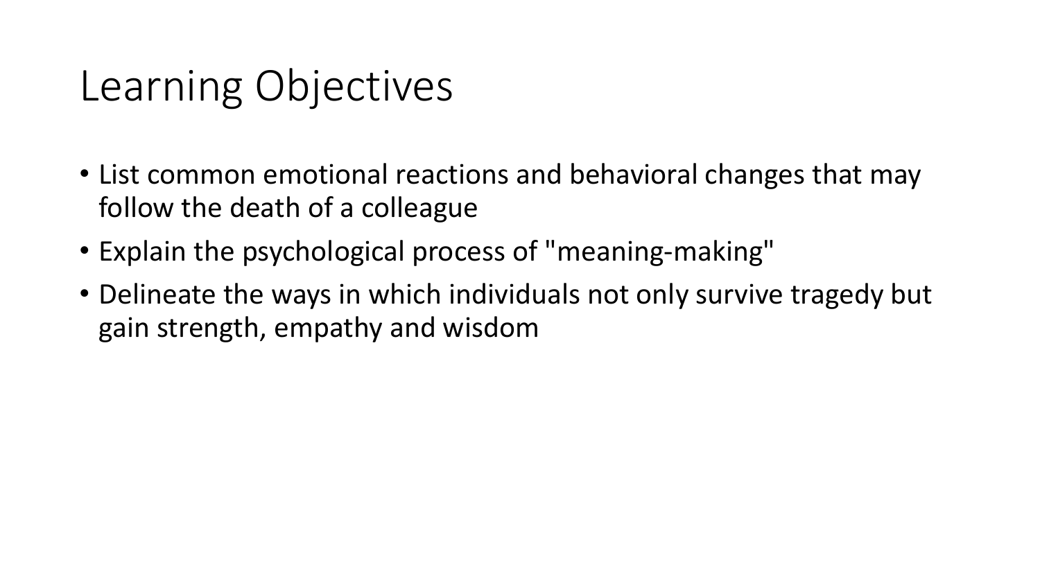# Learning Objectives

- List common emotional reactions and behavioral changes that may follow the death of a colleague
- Explain the psychological process of "meaning-making"
- Delineate the ways in which individuals not only survive tragedy but gain strength, empathy and wisdom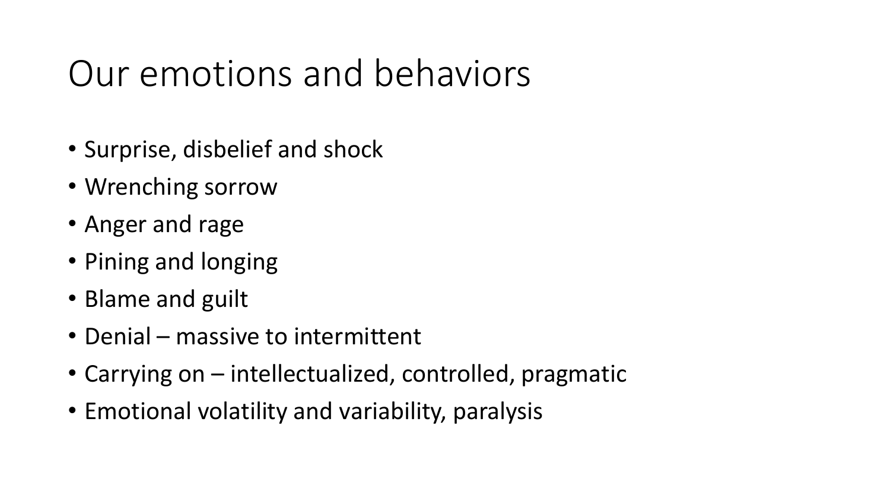# Our emotions and behaviors

- Surprise, disbelief and shock
- Wrenching sorrow
- Anger and rage
- Pining and longing
- Blame and guilt
- Denial – massive to intermittent
- Carrying on – intellectualized, controlled, pragmatic
- Emotional volatility and variability, paralysis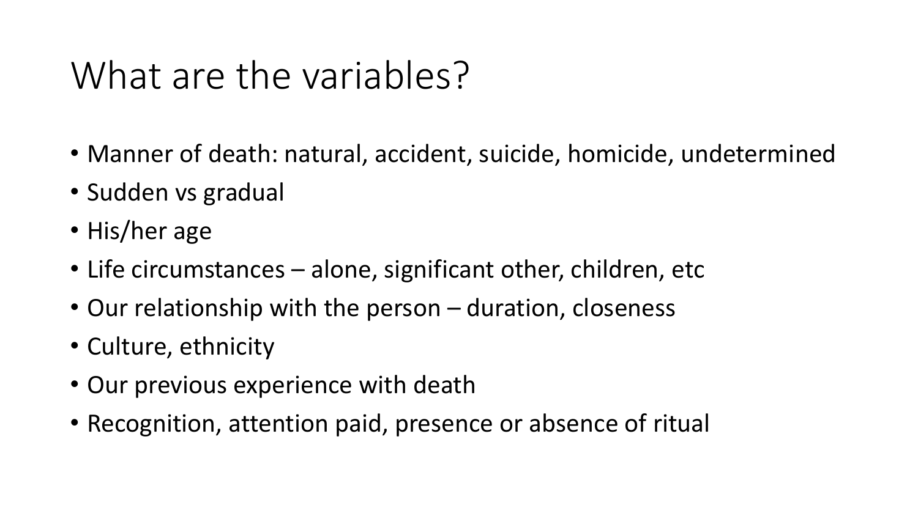# What are the variables?

- Manner of death: natural, accident, suicide, homicide, undetermined
- Sudden vs gradual
- His/her age
- Life circumstances – alone, significant other, children, etc
- Our relationship with the person – duration, closeness
- Culture, ethnicity
- Our previous experience with death
- Recognition, attention paid, presence or absence of ritual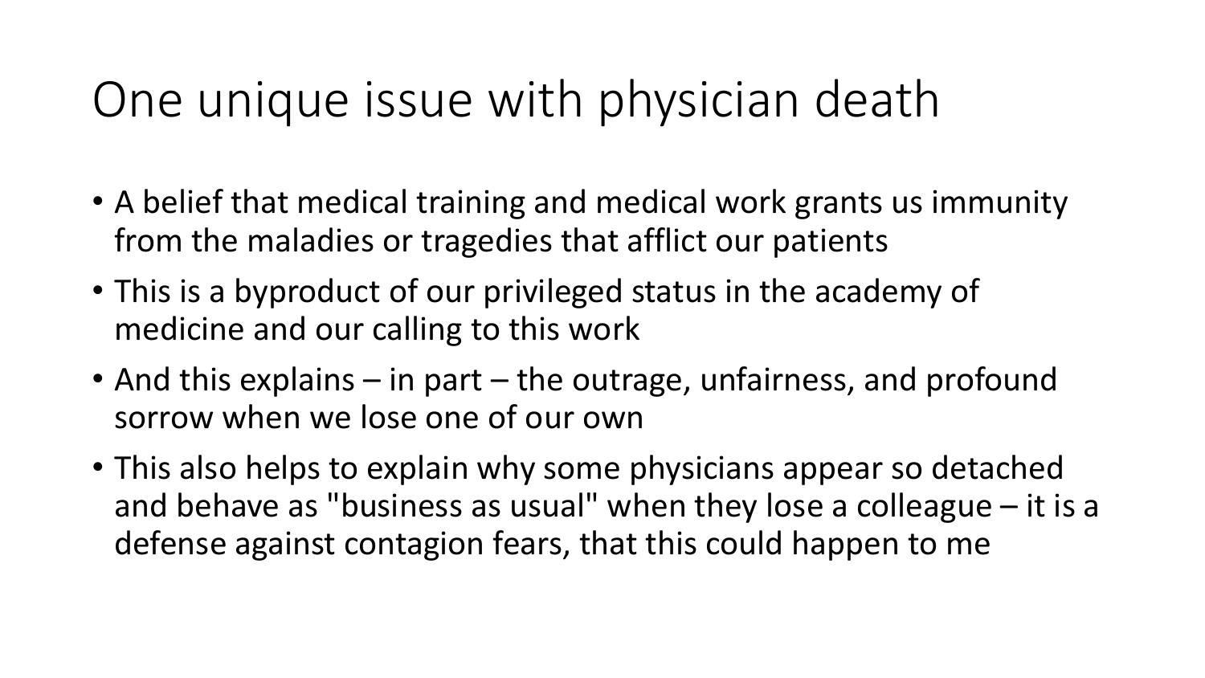# One unique issue with physician death

- A belief that medical training and medical work grants us immunity from the maladies or tragedies that afflict our patients
- This is a byproduct of our privileged status in the academy of medicine and our calling to this work
- And this explains – in part – the outrage, unfairness, and profound sorrow when we lose one of our own
- This also helps to explain why some physicians appear so detached and behave as "business as usual" when they lose a colleague – it is a defense against contagion fears, that this could happen to me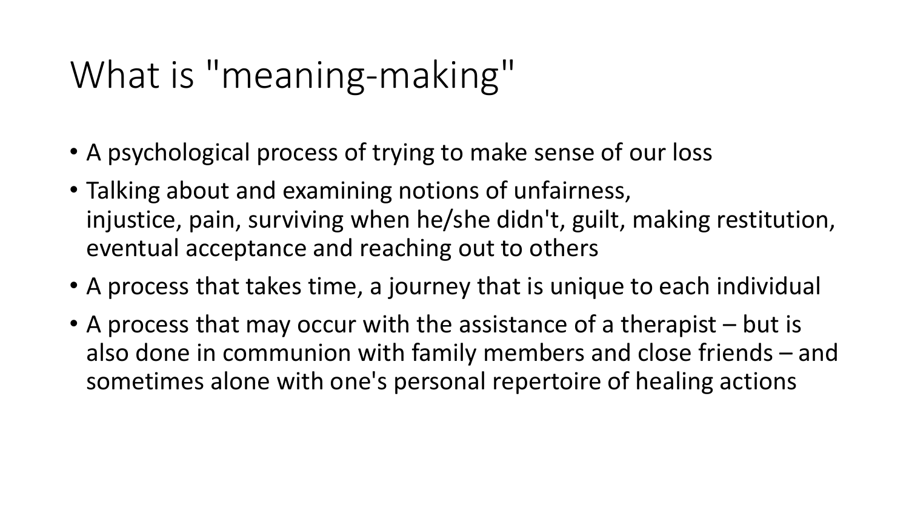# What is "meaning-making"

- A psychological process of trying to make sense of our loss
- Talking about and examining notions of unfairness, injustice, pain, surviving when he/she didn't, guilt, making restitution, eventual acceptance and reaching out to others
- A process that takes time, a journey that is unique to each individual
- A process that may occur with the assistance of a therapist – but is also done in communion with family members and close friends – and sometimes alone with one's personal repertoire of healing actions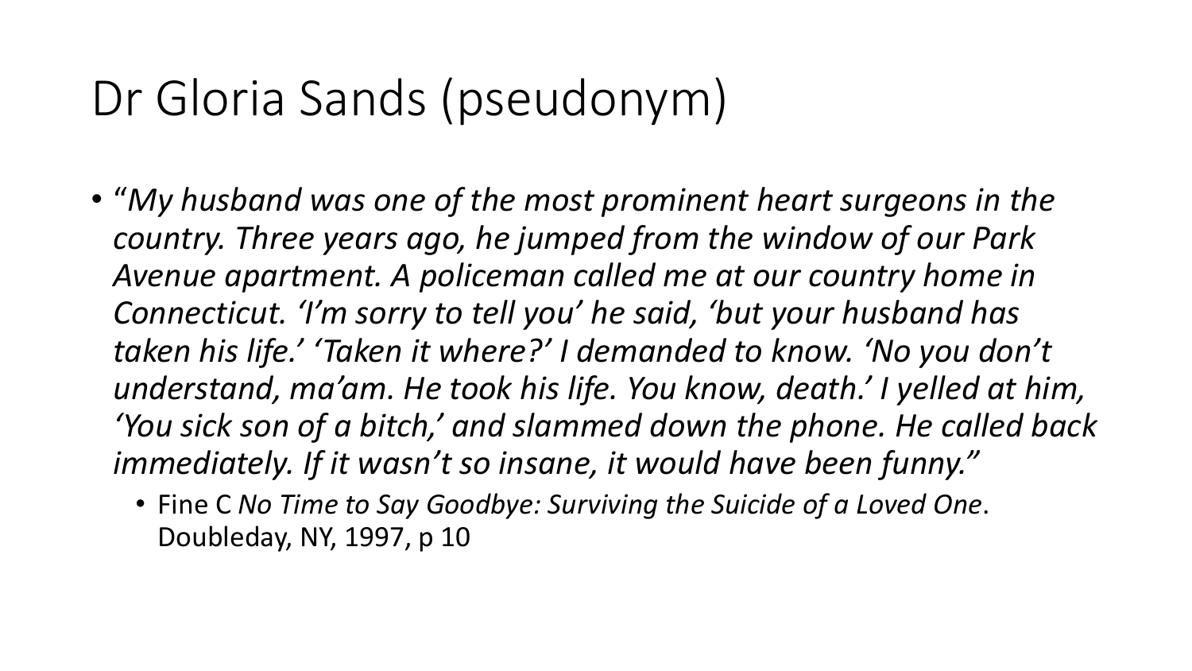# Dr Gloria Sands (pseudonym)

- "*My husband was one of the most prominent heart surgeons in the country. Three years ago, he jumped from the window of our Park Avenue apartment. A policeman called me at our country home in Connecticut. 'I'm sorry to tell you' he said, 'but your husband has taken his life.' 'Taken it where?' I demanded to know. 'No you don't understand, ma'am. He took his life. You know, death.' I yelled at him, 'You sick son of a bitch,' and slammed down the phone. He called back immediately. If it wasn't so insane, it would have been funny.*"
  - Fine C *No Time to Say Goodbye: Surviving the Suicide of a Loved One*. Doubleday, NY, 1997, p 10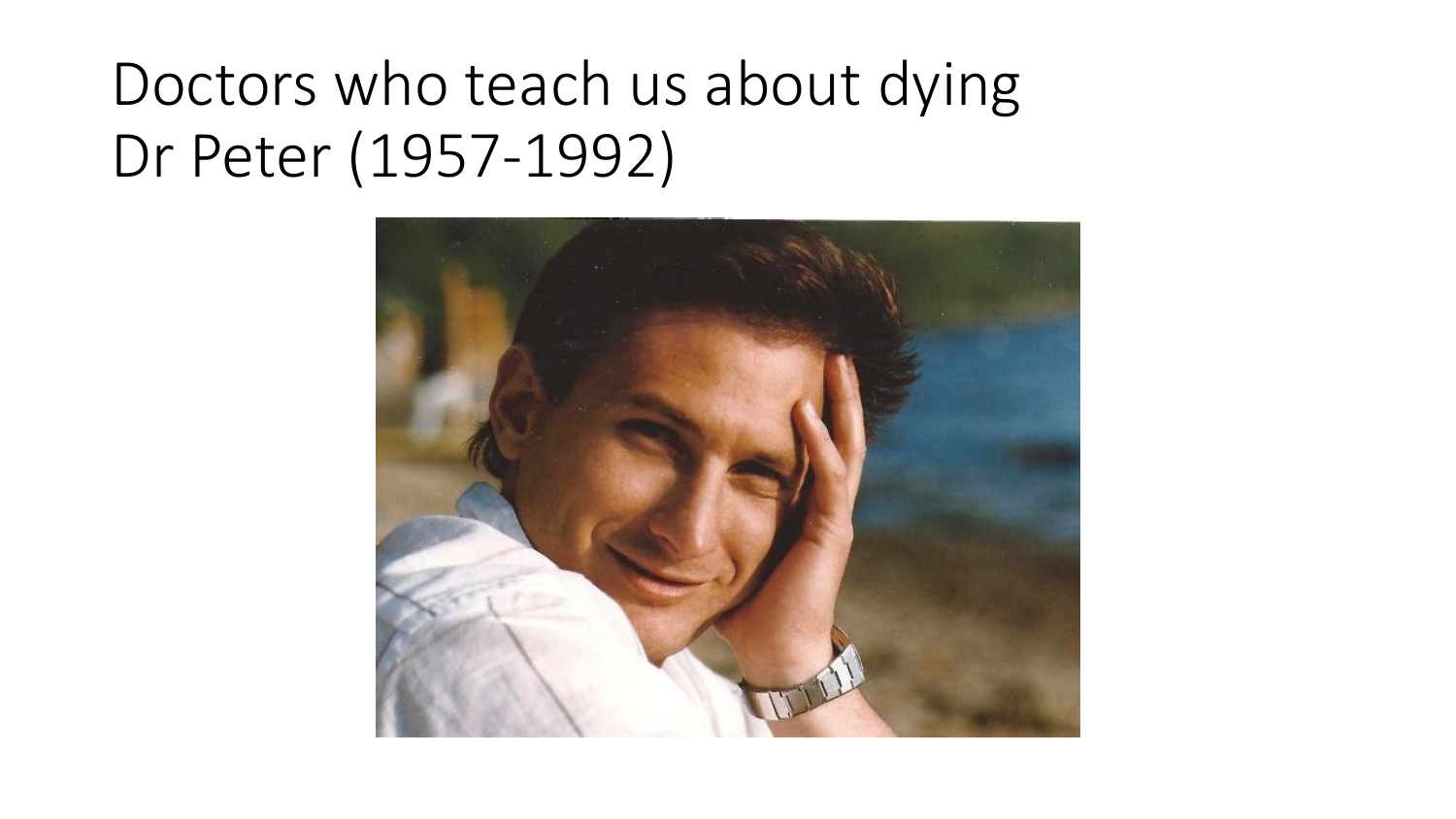# Doctors who teach us about dying
# Dr Peter (1957-1992)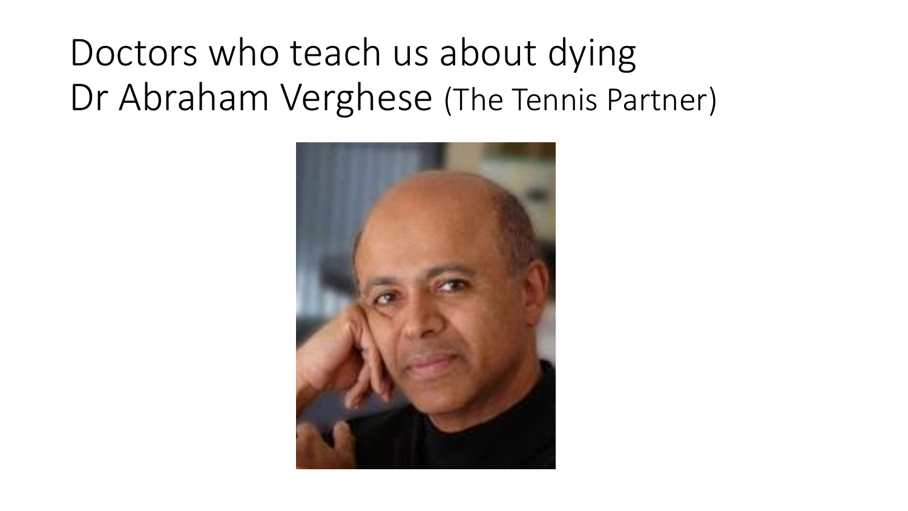# Doctors who teach us about dying
# Dr Abraham Verghese (The Tennis Partner)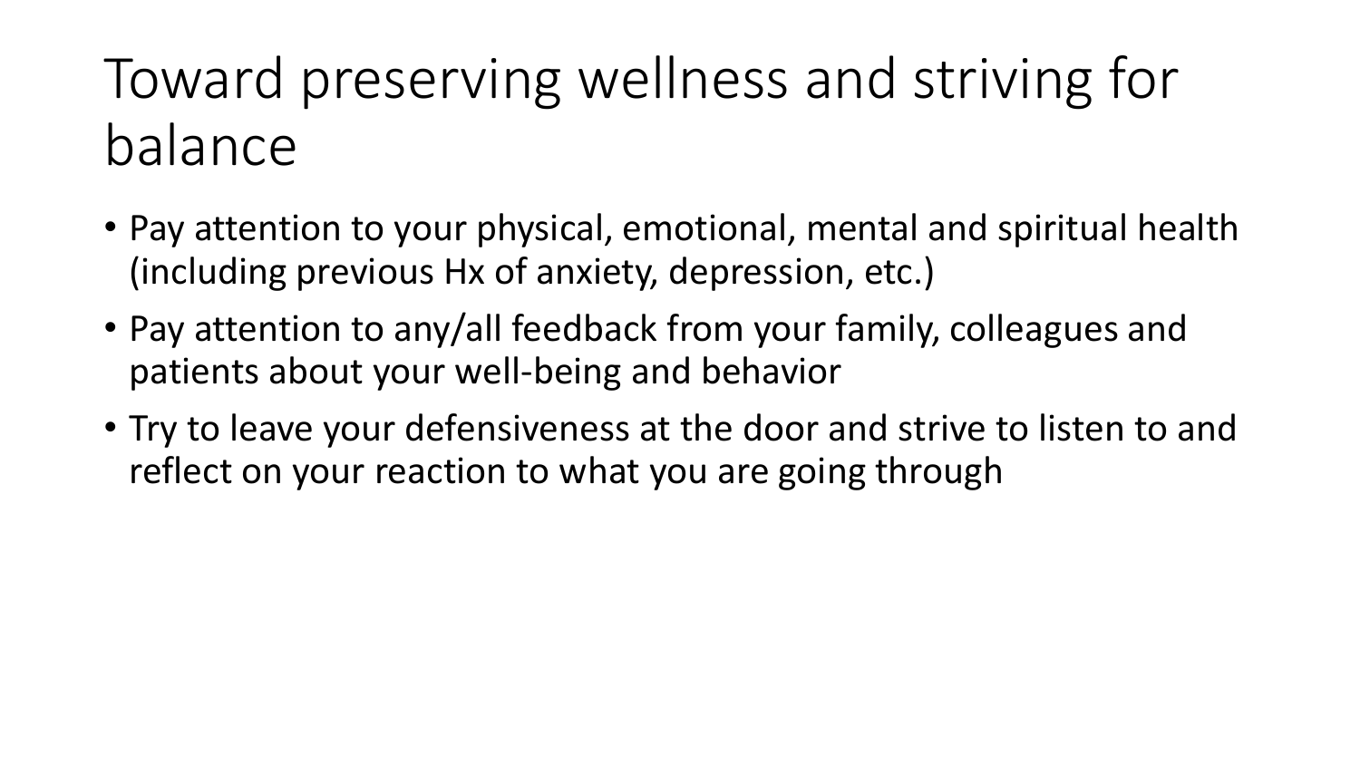# Toward preserving wellness and striving for balance

- Pay attention to your physical, emotional, mental and spiritual health (including previous Hx of anxiety, depression, etc.)
- Pay attention to any/all feedback from your family, colleagues and patients about your well-being and behavior
- Try to leave your defensiveness at the door and strive to listen to and reflect on your reaction to what you are going through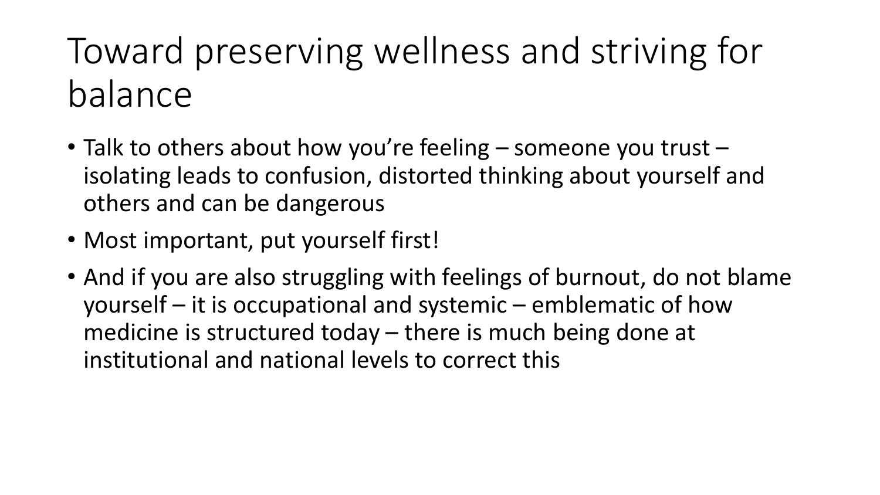# Toward preserving wellness and striving for balance

- Talk to others about how you're feeling – someone you trust – isolating leads to confusion, distorted thinking about yourself and others and can be dangerous
- Most important, put yourself first!
- And if you are also struggling with feelings of burnout, do not blame yourself – it is occupational and systemic – emblematic of how medicine is structured today – there is much being done at institutional and national levels to correct this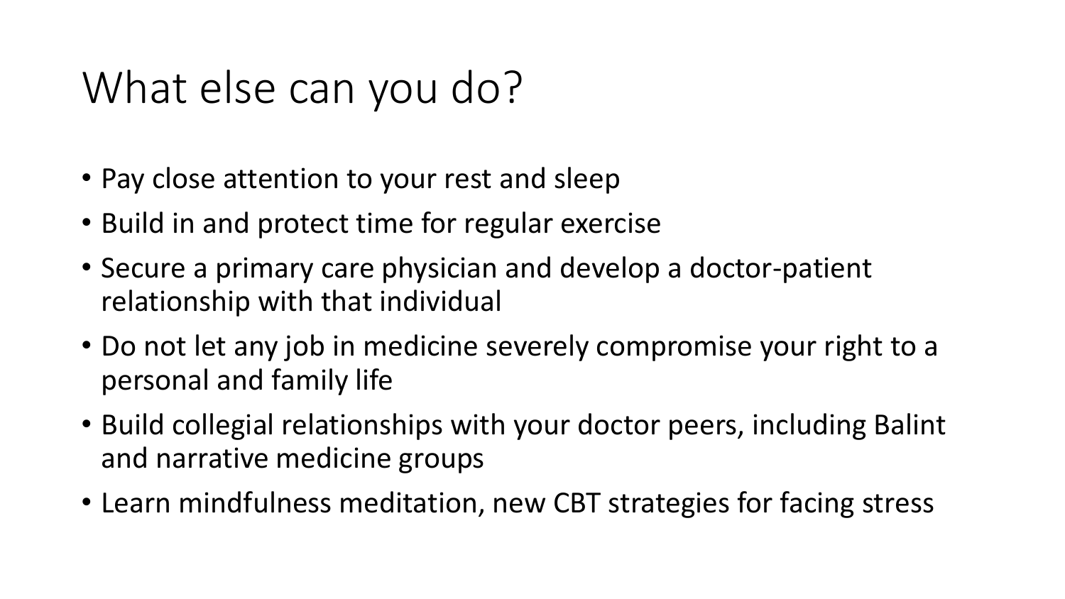# What else can you do?

- Pay close attention to your rest and sleep
- Build in and protect time for regular exercise
- Secure a primary care physician and develop a doctor-patient relationship with that individual
- Do not let any job in medicine severely compromise your right to a personal and family life
- Build collegial relationships with your doctor peers, including Balint and narrative medicine groups
- Learn mindfulness meditation, new CBT strategies for facing stress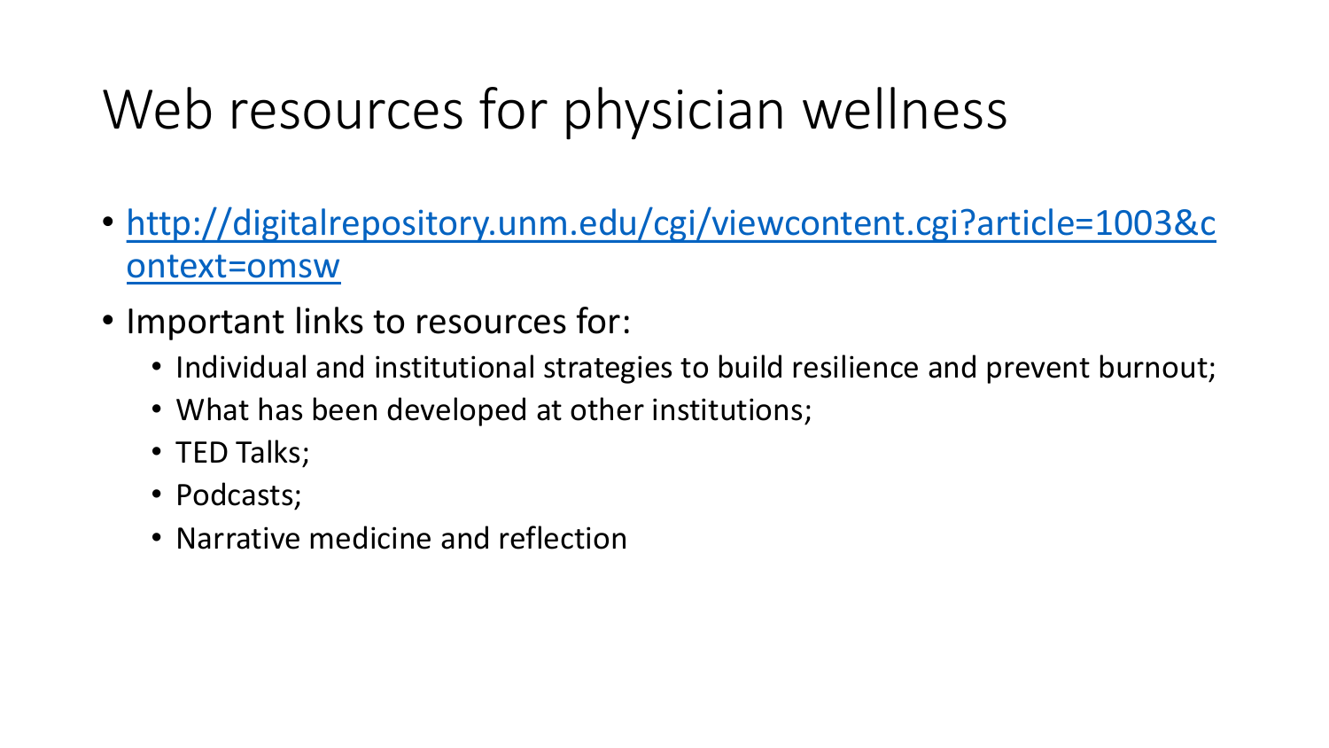# Web resources for physician wellness

- http://digitalrepository.unm.edu/cgi/viewcontent.cgi?article=1003&context=omsw
- Important links to resources for:
  - Individual and institutional strategies to build resilience and prevent burnout;
  - What has been developed at other institutions;
  - TED Talks;
  - Podcasts;
  - Narrative medicine and reflection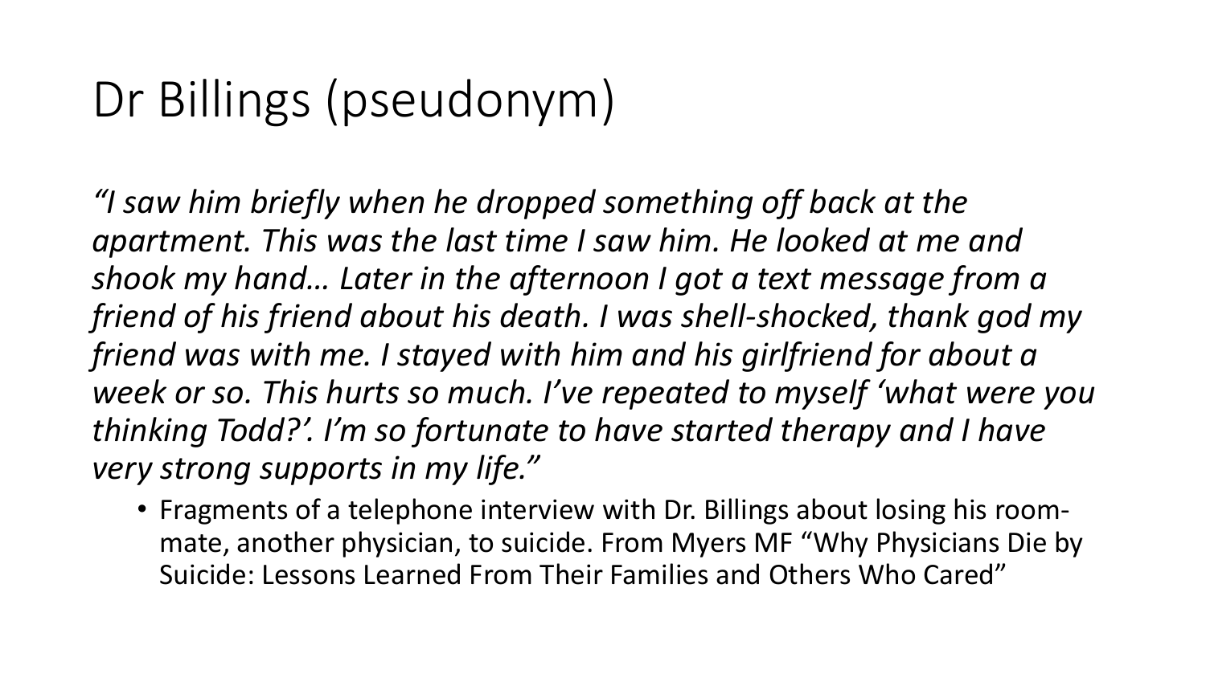# Dr Billings (pseudonym)

*"I saw him briefly when he dropped something off back at the apartment. This was the last time I saw him. He looked at me and shook my hand… Later in the afternoon I got a text message from a friend of his friend about his death. I was shell-shocked, thank god my friend was with me. I stayed with him and his girlfriend for about a week or so. This hurts so much. I've repeated to myself 'what were you thinking Todd?'. I'm so fortunate to have started therapy and I have very strong supports in my life."*

- Fragments of a telephone interview with Dr. Billings about losing his room-mate, another physician, to suicide. From Myers MF "Why Physicians Die by Suicide: Lessons Learned From Their Families and Others Who Cared"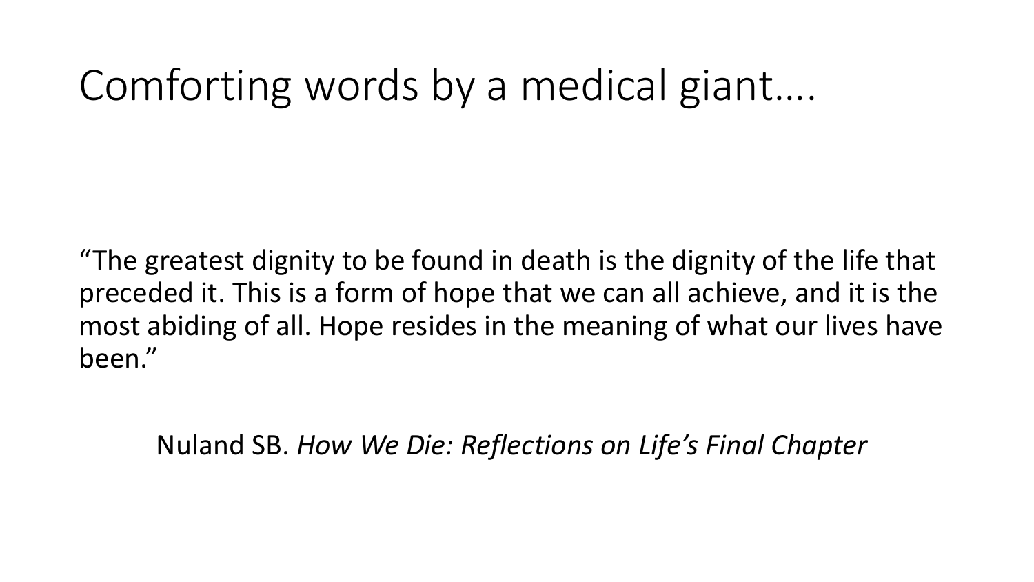# Comforting words by a medical giant….

"The greatest dignity to be found in death is the dignity of the life that preceded it. This is a form of hope that we can all achieve, and it is the most abiding of all. Hope resides in the meaning of what our lives have been."

Nuland SB. *How We Die: Reflections on Life's Final Chapter*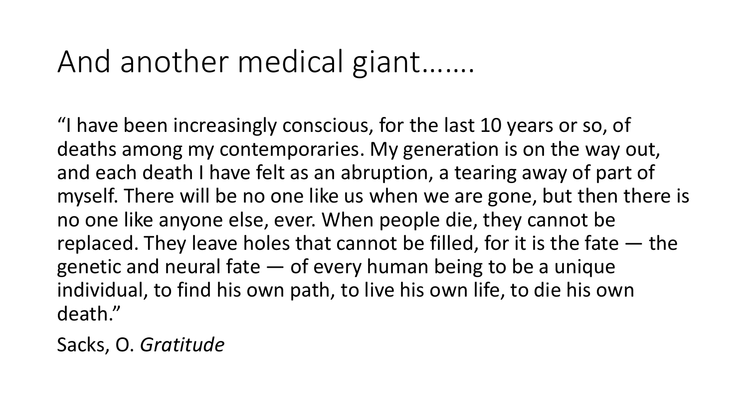# And another medical giant…….

"I have been increasingly conscious, for the last 10 years or so, of deaths among my contemporaries. My generation is on the way out, and each death I have felt as an abruption, a tearing away of part of myself. There will be no one like us when we are gone, but then there is no one like anyone else, ever. When people die, they cannot be replaced. They leave holes that cannot be filled, for it is the fate — the genetic and neural fate — of every human being to be a unique individual, to find his own path, to live his own life, to die his own death."

Sacks, O. *Gratitude*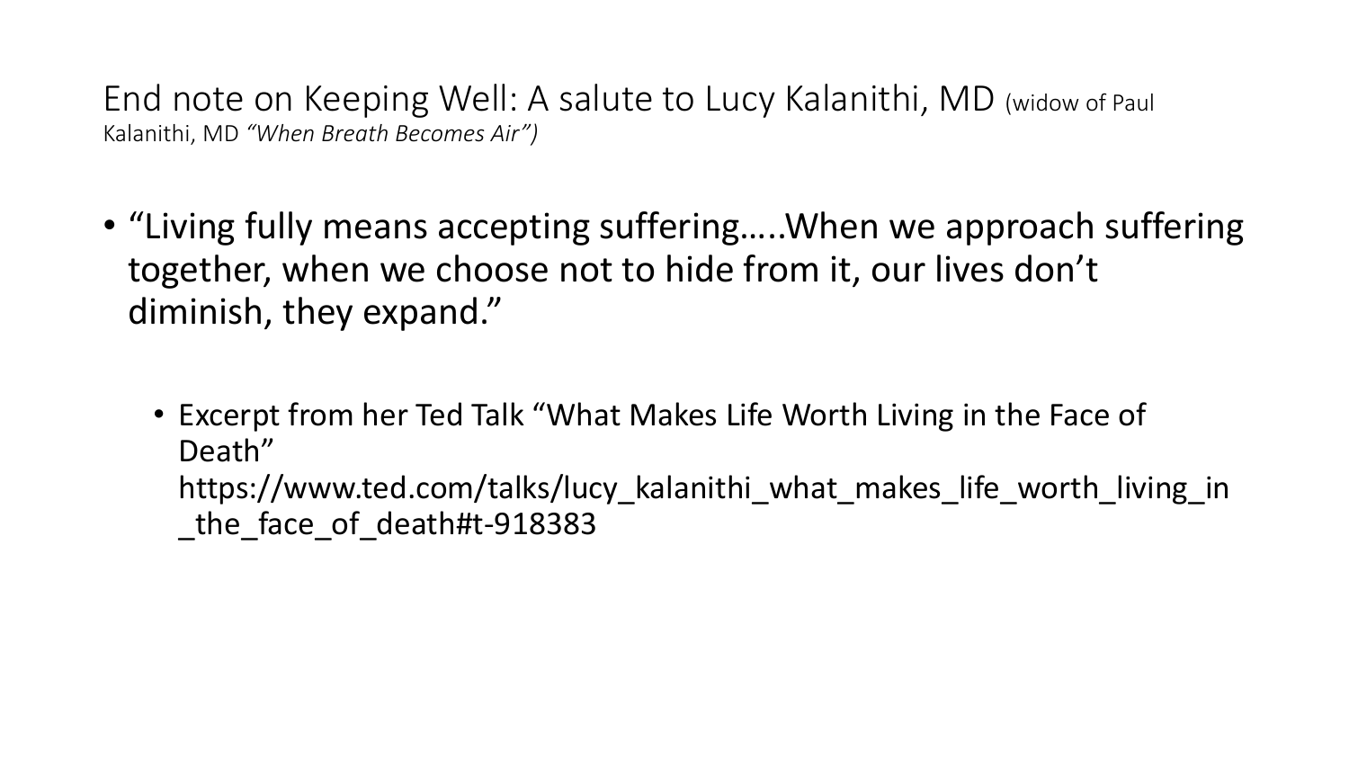## End note on Keeping Well: A salute to Lucy Kalanithi, MD (widow of Paul Kalanithi, MD *"When Breath Becomes Air")*

- "Living fully means accepting suffering…..When we approach suffering together, when we choose not to hide from it, our lives don't diminish, they expand."
  - Excerpt from her Ted Talk "What Makes Life Worth Living in the Face of Death" https://www.ted.com/talks/lucy_kalanithi_what_makes_life_worth_living_in_the_face_of_death#t-918383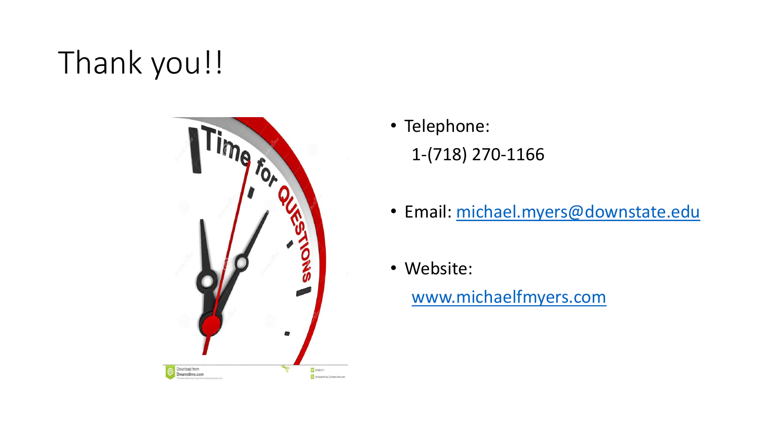# Thank you!!

- Telephone:
  1-(718) 270-1166

- Email: michael.myers@downstate.edu

- Website:
  www.michaelfmyers.com